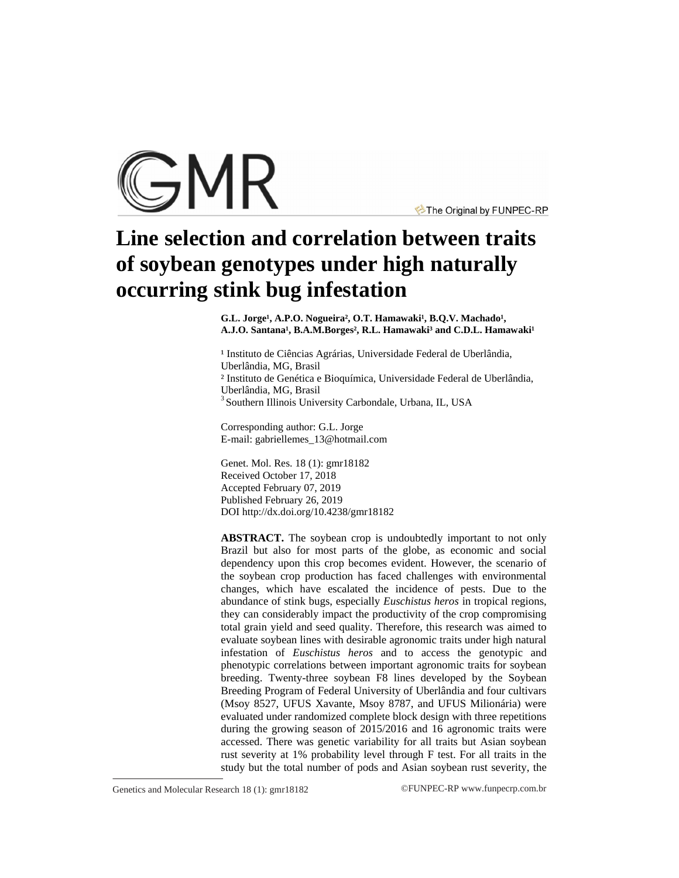# Line selection and correlation between traits of soybean genotypes under high naturally occurring stink bug infestation

**G.L. Jorge[1], A.P.O. Nogueira[2], O.T. Hamawaki[1], B.Q.V. Machado[1], A.J.O. Santana[1], B.A.M.Borges[2], R.L. Hamawaki[3] and C.D.L. Hamawaki[1]**

[1] Instituto de Ciências Agrárias, Universidade Federal de Uberlândia, Uberlândia, MG, Brasil
[2] Instituto de Genética e Bioquímica, Universidade Federal de Uberlândia, Uberlândia, MG, Brasil
[3] Southern Illinois University Carbondale, Urbana, IL, USA

Corresponding author: G.L. Jorge
E-mail: gabriellemes_13@hotmail.com

Genet. Mol. Res. 18 (1): gmr18182
Received October 17, 2018
Accepted February 07, 2019
Published February 26, 2019
DOI http://dx.doi.org/10.4238/gmr18182

**ABSTRACT.** The soybean crop is undoubtedly important to not only Brazil but also for most parts of the globe, as economic and social dependency upon this crop becomes evident. However, the scenario of the soybean crop production has faced challenges with environmental changes, which have escalated the incidence of pests. Due to the abundance of stink bugs, especially *Euschistus heros* in tropical regions, they can considerably impact the productivity of the crop compromising total grain yield and seed quality. Therefore, this research was aimed to evaluate soybean lines with desirable agronomic traits under high natural infestation of *Euschistus heros* and to access the genotypic and phenotypic correlations between important agronomic traits for soybean breeding. Twenty-three soybean F8 lines developed by the Soybean Breeding Program of Federal University of Uberlândia and four cultivars (Msoy 8527, UFUS Xavante, Msoy 8787, and UFUS Milionária) were evaluated under randomized complete block design with three repetitions during the growing season of 2015/2016 and 16 agronomic traits were accessed. There was genetic variability for all traits but Asian soybean rust severity at 1% probability level through F test. For all traits in the study but the total number of pods and Asian soybean rust severity, the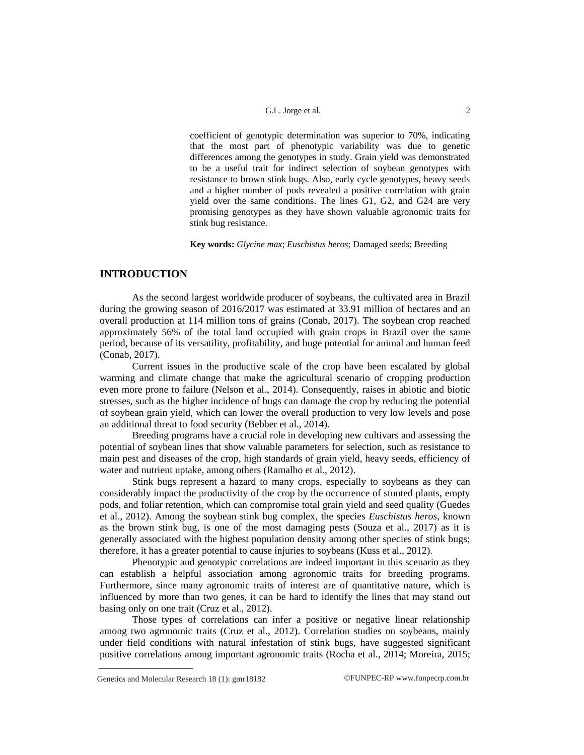coefficient of genotypic determination was superior to 70%, indicating that the most part of phenotypic variability was due to genetic differences among the genotypes in study. Grain yield was demonstrated to be a useful trait for indirect selection of soybean genotypes with resistance to brown stink bugs. Also, early cycle genotypes, heavy seeds and a higher number of pods revealed a positive correlation with grain yield over the same conditions. The lines G1, G2, and G24 are very promising genotypes as they have shown valuable agronomic traits for stink bug resistance.

**Key words:** *Glycine max*; *Euschistus heros*; Damaged seeds; Breeding

## INTRODUCTION

As the second largest worldwide producer of soybeans, the cultivated area in Brazil during the growing season of 2016/2017 was estimated at 33.91 million of hectares and an overall production at 114 million tons of grains (Conab, 2017). The soybean crop reached approximately 56% of the total land occupied with grain crops in Brazil over the same period, because of its versatility, profitability, and huge potential for animal and human feed (Conab, 2017).

Current issues in the productive scale of the crop have been escalated by global warming and climate change that make the agricultural scenario of cropping production even more prone to failure (Nelson et al., 2014). Consequently, raises in abiotic and biotic stresses, such as the higher incidence of bugs can damage the crop by reducing the potential of soybean grain yield, which can lower the overall production to very low levels and pose an additional threat to food security (Bebber et al., 2014).

Breeding programs have a crucial role in developing new cultivars and assessing the potential of soybean lines that show valuable parameters for selection, such as resistance to main pest and diseases of the crop, high standards of grain yield, heavy seeds, efficiency of water and nutrient uptake, among others (Ramalho et al., 2012).

Stink bugs represent a hazard to many crops, especially to soybeans as they can considerably impact the productivity of the crop by the occurrence of stunted plants, empty pods, and foliar retention, which can compromise total grain yield and seed quality (Guedes et al., 2012). Among the soybean stink bug complex, the species *Euschistus heros*, known as the brown stink bug, is one of the most damaging pests (Souza et al., 2017) as it is generally associated with the highest population density among other species of stink bugs; therefore, it has a greater potential to cause injuries to soybeans (Kuss et al., 2012).

Phenotypic and genotypic correlations are indeed important in this scenario as they can establish a helpful association among agronomic traits for breeding programs. Furthermore, since many agronomic traits of interest are of quantitative nature, which is influenced by more than two genes, it can be hard to identify the lines that may stand out basing only on one trait (Cruz et al., 2012).

Those types of correlations can infer a positive or negative linear relationship among two agronomic traits (Cruz et al., 2012). Correlation studies on soybeans, mainly under field conditions with natural infestation of stink bugs, have suggested significant positive correlations among important agronomic traits (Rocha et al., 2014; Moreira, 2015;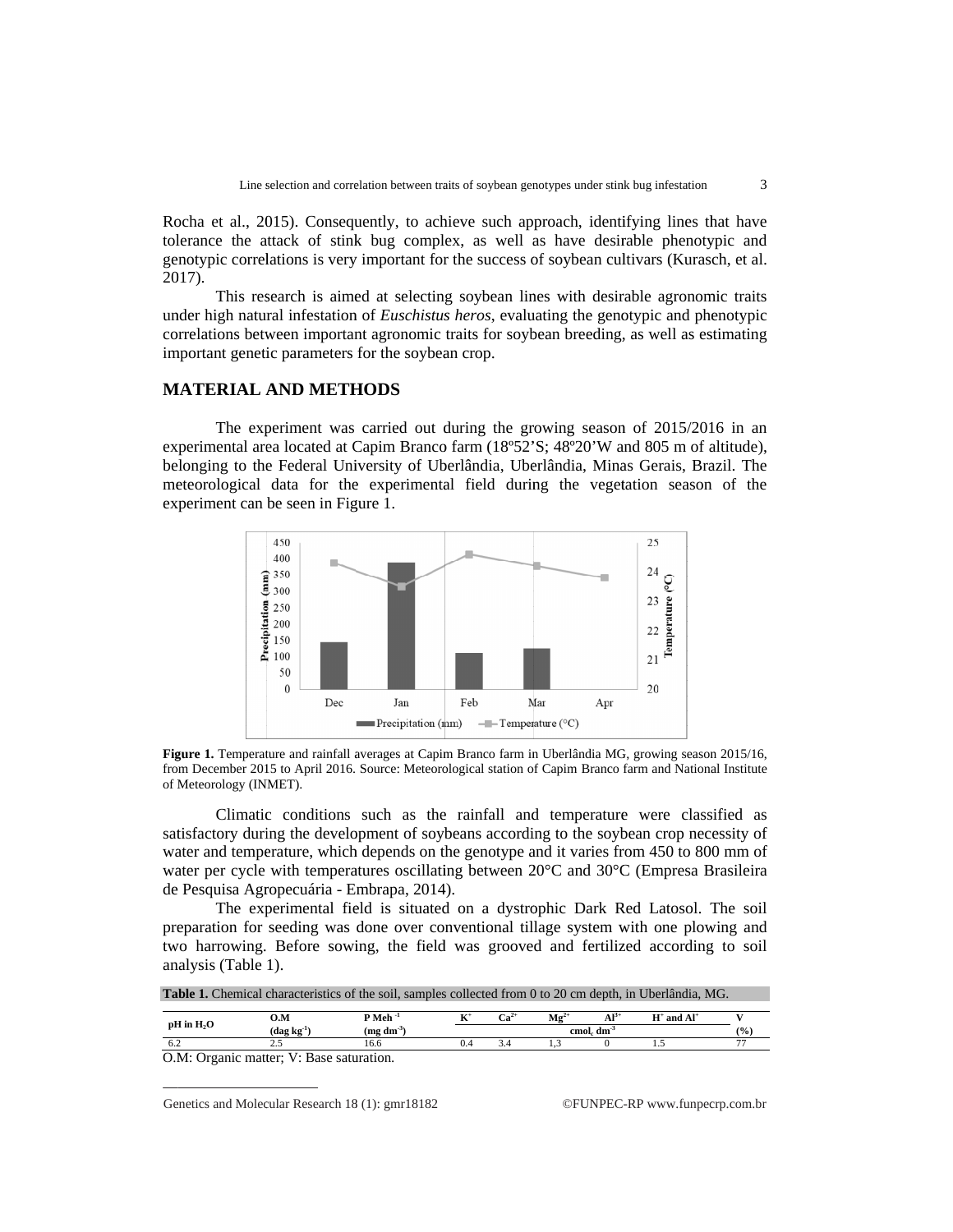Rocha et al., 2015). Consequently, to achieve such approach, identifying lines that have tolerance the attack of stink bug complex, as well as have desirable phenotypic and genotypic correlations is very important for the success of soybean cultivars (Kurasch, et al. 2017).

This research is aimed at selecting soybean lines with desirable agronomic traits under high natural infestation of *Euschistus heros*, evaluating the genotypic and phenotypic correlations between important agronomic traits for soybean breeding, as well as estimating important genetic parameters for the soybean crop.

## MATERIAL AND METHODS

The experiment was carried out during the growing season of 2015/2016 in an experimental area located at Capim Branco farm (18º52'S; 48º20'W and 805 m of altitude), belonging to the Federal University of Uberlândia, Uberlândia, Minas Gerais, Brazil. The meteorological data for the experimental field during the vegetation season of the experiment can be seen in Figure 1.

**Figure 1.** Temperature and rainfall averages at Capim Branco farm in Uberlândia MG, growing season 2015/16, from December 2015 to April 2016. Source: Meteorological station of Capim Branco farm and National Institute of Meteorology (INMET).

Climatic conditions such as the rainfall and temperature were classified as satisfactory during the development of soybeans according to the soybean crop necessity of water and temperature, which depends on the genotype and it varies from 450 to 800 mm of water per cycle with temperatures oscillating between 20°C and 30°C (Empresa Brasileira de Pesquisa Agropecuária - Embrapa, 2014).

The experimental field is situated on a dystrophic Dark Red Latosol. The soil preparation for seeding was done over conventional tillage system with one plowing and two harrowing. Before sowing, the field was grooved and fertilized according to soil analysis (Table 1).

**Table 1.** Chemical characteristics of the soil, samples collected from 0 to 20 cm depth, in Uberlândia, MG.

| pH in $H_2O$ | O.M (dag kg$^{-1}$) | P Meh $^{-1}$ (mg dm$^{-3}$) | $K^+$ | $Ca^{2+}$ | $Mg^{2+}$ | $Al^{3+}$ | $H^+$ and $Al^+$ | V |
|---|---|---|---|---|---|---|---|---|
| | | | cmol$_c$ dm$^{-3}$ | | | | | (%) |
| 6.2 | 2.5 | 16.6 | 0.4 | 3.4 | 1,3 | 0 | 1.5 | 77 |

O.M: Organic matter; V: Base saturation.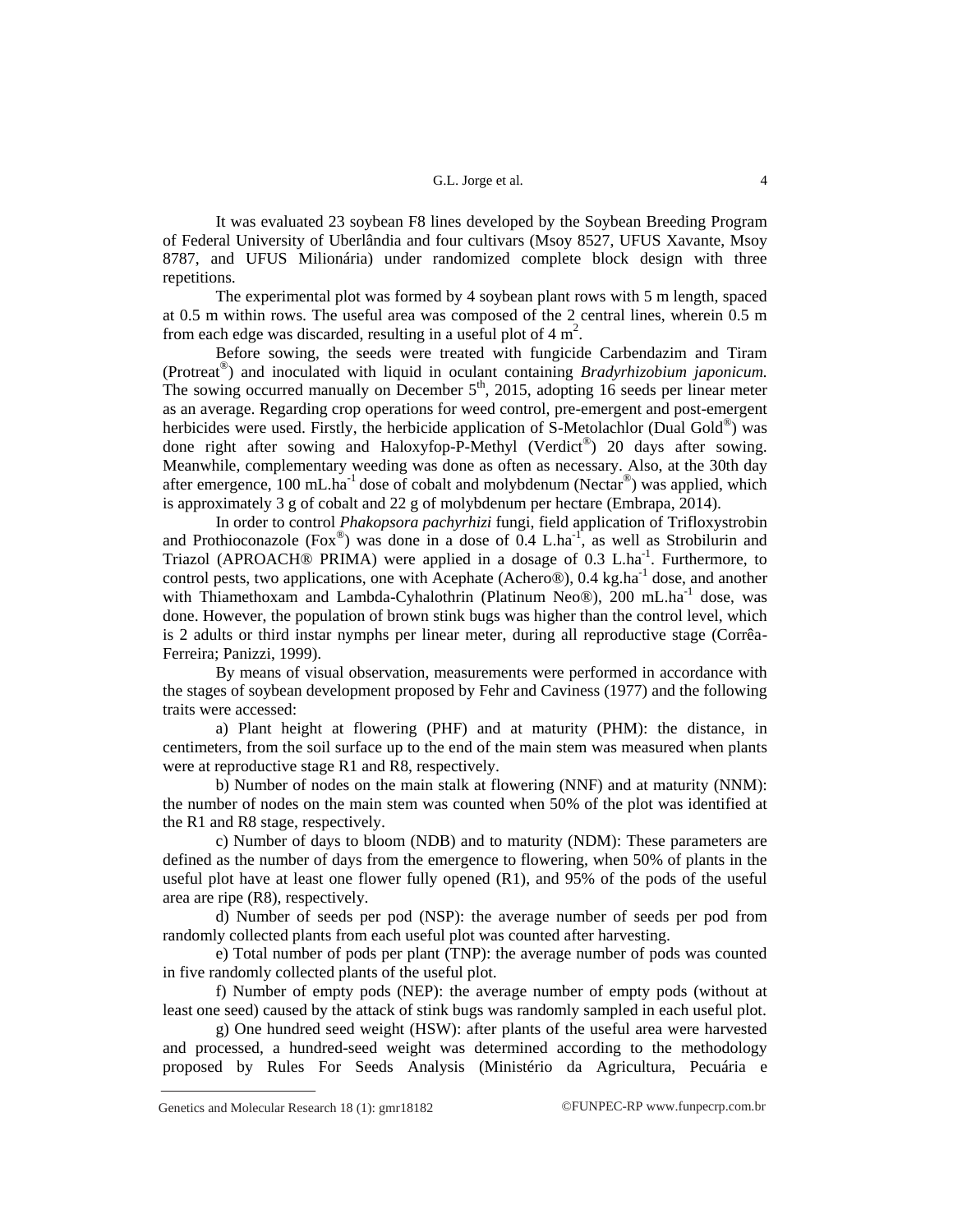It was evaluated 23 soybean F8 lines developed by the Soybean Breeding Program of Federal University of Uberlândia and four cultivars (Msoy 8527, UFUS Xavante, Msoy 8787, and UFUS Milionária) under randomized complete block design with three repetitions.

The experimental plot was formed by 4 soybean plant rows with 5 m length, spaced at 0.5 m within rows. The useful area was composed of the 2 central lines, wherein 0.5 m from each edge was discarded, resulting in a useful plot of 4 $m^2$.

Before sowing, the seeds were treated with fungicide Carbendazim and Tiram (Protreat®) and inoculated with liquid in oculant containing *Bradyrhizobium japonicum.* The sowing occurred manually on December 5th, 2015, adopting 16 seeds per linear meter as an average. Regarding crop operations for weed control, pre-emergent and post-emergent herbicides were used. Firstly, the herbicide application of S-Metolachlor (Dual Gold®) was done right after sowing and Haloxyfop-P-Methyl (Verdict®) 20 days after sowing. Meanwhile, complementary weeding was done as often as necessary. Also, at the 30th day after emergence, 100 $mL.ha^{-1}$ dose of cobalt and molybdenum (Nectar®) was applied, which is approximately 3 g of cobalt and 22 g of molybdenum per hectare (Embrapa, 2014).

In order to control *Phakopsora pachyrhizi* fungi, field application of Trifloxystrobin and Prothioconazole (Fox®) was done in a dose of 0.4 $L.ha^{-1}$, as well as Strobilurin and Triazol (APROACH® PRIMA) were applied in a dosage of 0.3 $L.ha^{-1}$. Furthermore, to control pests, two applications, one with Acephate (Achero®), 0.4 $kg.ha^{-1}$ dose, and another with Thiamethoxam and Lambda-Cyhalothrin (Platinum Neo®), 200 $mL.ha^{-1}$ dose, was done. However, the population of brown stink bugs was higher than the control level, which is 2 adults or third instar nymphs per linear meter, during all reproductive stage (Corrêa-Ferreira; Panizzi, 1999).

By means of visual observation, measurements were performed in accordance with the stages of soybean development proposed by Fehr and Caviness (1977) and the following traits were accessed:

a) Plant height at flowering (PHF) and at maturity (PHM): the distance, in centimeters, from the soil surface up to the end of the main stem was measured when plants were at reproductive stage R1 and R8, respectively.

b) Number of nodes on the main stalk at flowering (NNF) and at maturity (NNM): the number of nodes on the main stem was counted when 50% of the plot was identified at the R1 and R8 stage, respectively.

c) Number of days to bloom (NDB) and to maturity (NDM): These parameters are defined as the number of days from the emergence to flowering, when 50% of plants in the useful plot have at least one flower fully opened (R1), and 95% of the pods of the useful area are ripe (R8), respectively.

d) Number of seeds per pod (NSP): the average number of seeds per pod from randomly collected plants from each useful plot was counted after harvesting.

e) Total number of pods per plant (TNP): the average number of pods was counted in five randomly collected plants of the useful plot.

f) Number of empty pods (NEP): the average number of empty pods (without at least one seed) caused by the attack of stink bugs was randomly sampled in each useful plot.

g) One hundred seed weight (HSW): after plants of the useful area were harvested and processed, a hundred-seed weight was determined according to the methodology proposed by Rules For Seeds Analysis (Ministério da Agricultura, Pecuária e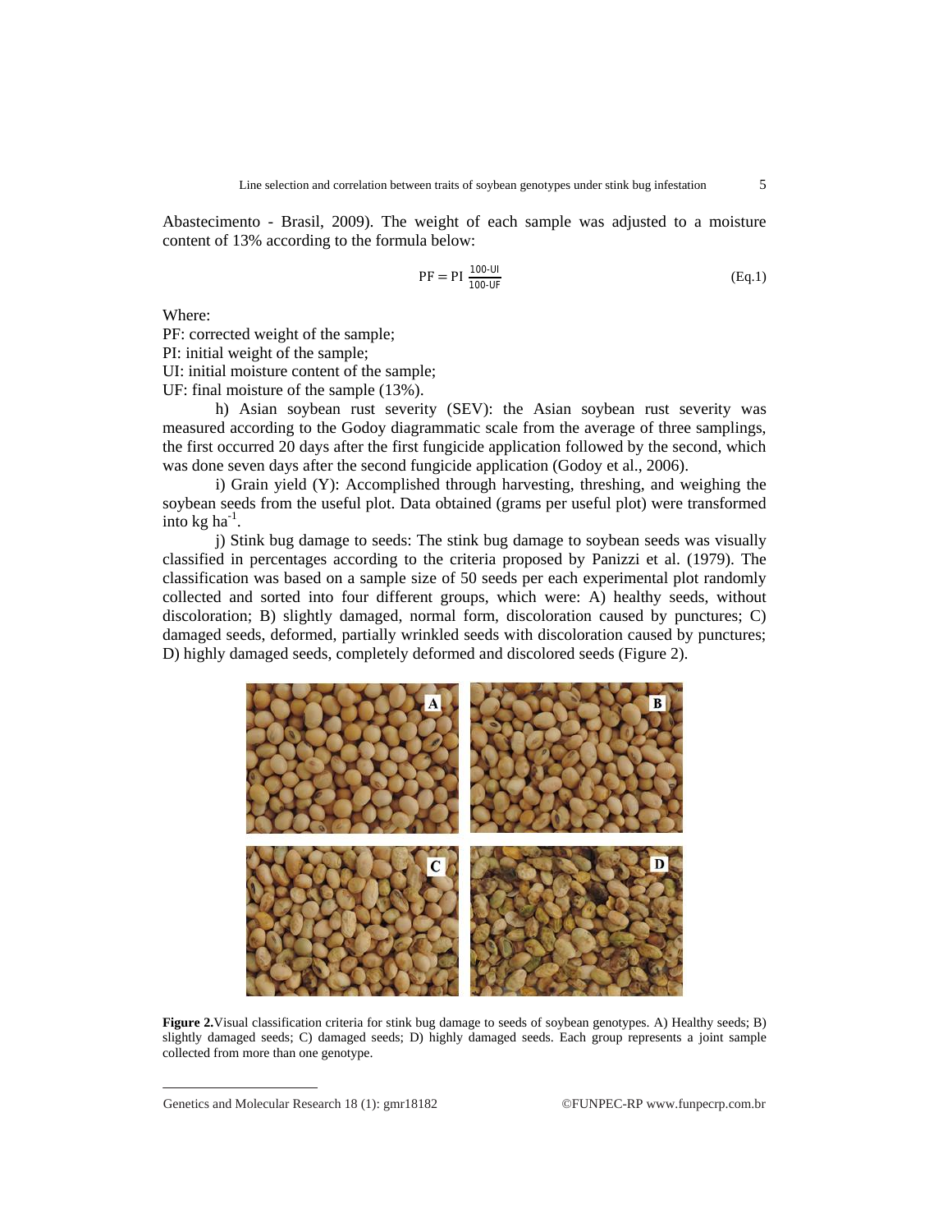Abastecimento - Brasil, 2009). The weight of each sample was adjusted to a moisture content of 13% according to the formula below:

$$PF = PI\ \frac{100\text{-}UI}{100\text{-}UF} \quad \text{(Eq.1)}$$

Where:
PF: corrected weight of the sample;
PI: initial weight of the sample;
UI: initial moisture content of the sample;
UF: final moisture of the sample (13%).

h) Asian soybean rust severity (SEV): the Asian soybean rust severity was measured according to the Godoy diagrammatic scale from the average of three samplings, the first occurred 20 days after the first fungicide application followed by the second, which was done seven days after the second fungicide application (Godoy et al., 2006).

i) Grain yield (Y): Accomplished through harvesting, threshing, and weighing the soybean seeds from the useful plot. Data obtained (grams per useful plot) were transformed into kg $ha^{-1}$.

j) Stink bug damage to seeds: The stink bug damage to soybean seeds was visually classified in percentages according to the criteria proposed by Panizzi et al. (1979). The classification was based on a sample size of 50 seeds per each experimental plot randomly collected and sorted into four different groups, which were: A) healthy seeds, without discoloration; B) slightly damaged, normal form, discoloration caused by punctures; C) damaged seeds, deformed, partially wrinkled seeds with discoloration caused by punctures; D) highly damaged seeds, completely deformed and discolored seeds (Figure 2).

**Figure 2.** Visual classification criteria for stink bug damage to seeds of soybean genotypes. A) Healthy seeds; B) slightly damaged seeds; C) damaged seeds; D) highly damaged seeds. Each group represents a joint sample collected from more than one genotype.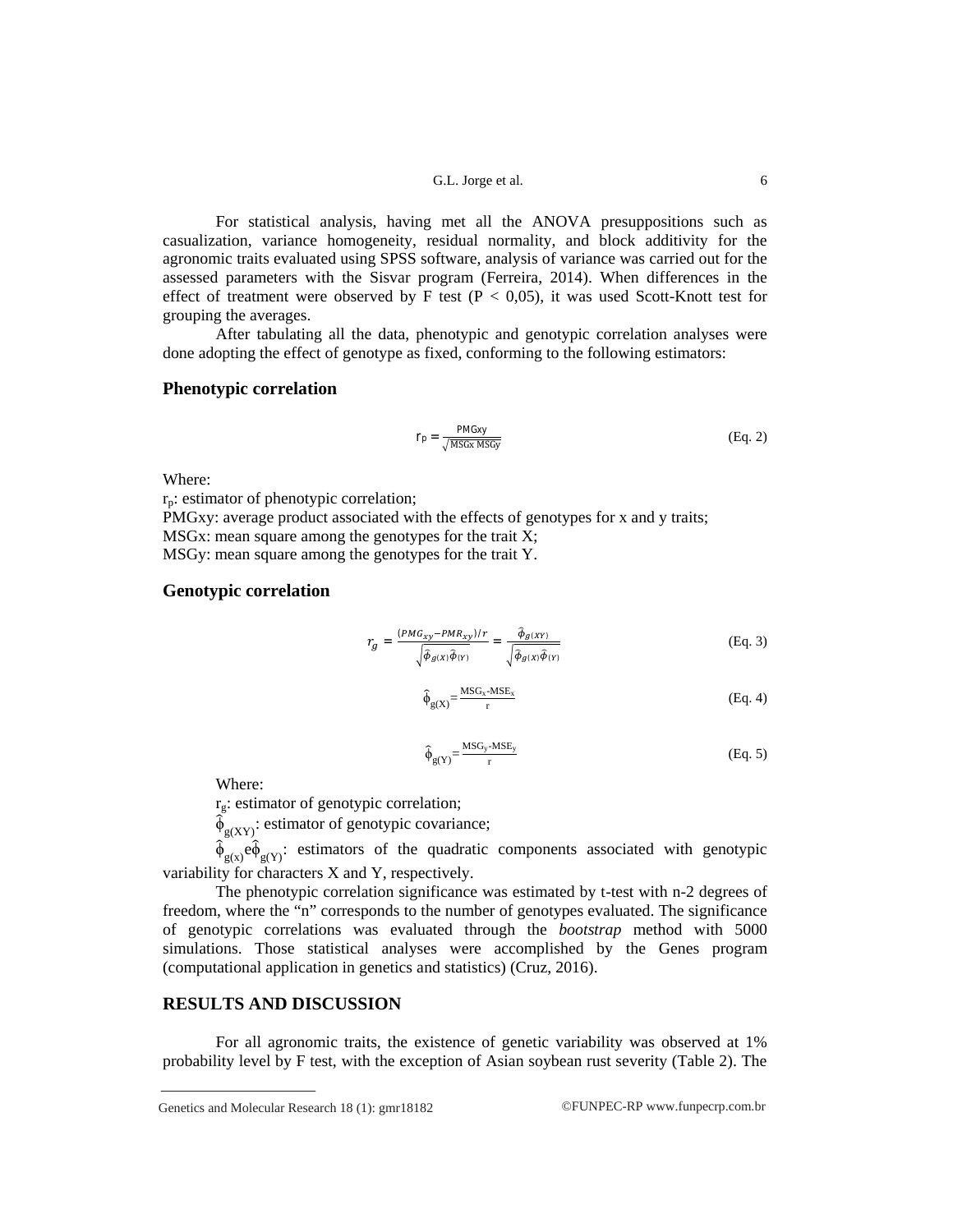For statistical analysis, having met all the ANOVA presuppositions such as casualization, variance homogeneity, residual normality, and block additivity for the agronomic traits evaluated using SPSS software, analysis of variance was carried out for the assessed parameters with the Sisvar program (Ferreira, 2014). When differences in the effect of treatment were observed by F test ($P < 0,05$), it was used Scott-Knott test for grouping the averages.

After tabulating all the data, phenotypic and genotypic correlation analyses were done adopting the effect of genotype as fixed, conforming to the following estimators:

## Phenotypic correlation

$$r_p = \frac{PMGxy}{\sqrt{MSGx\ MSGy}} \quad \text{(Eq. 2)}$$

Where:
$r_p$: estimator of phenotypic correlation;
PMGxy: average product associated with the effects of genotypes for x and y traits;
MSGx: mean square among the genotypes for the trait X;
MSGy: mean square among the genotypes for the trait Y.

## Genotypic correlation

$$r_g = \frac{(PMG_{xy} - PMR_{xy})/r}{\sqrt{\hat{\phi}_{g(X)}\hat{\phi}_{(Y)}}} = \frac{\hat{\phi}_{g(XY)}}{\sqrt{\hat{\phi}_{g(X)}\hat{\phi}_{(Y)}}} \quad \text{(Eq. 3)}$$

$$\hat{\phi}_{g(X)} = \frac{MSG_x - MSE_x}{r} \quad \text{(Eq. 4)}$$

$$\hat{\phi}_{g(Y)} = \frac{MSG_y - MSE_y}{r} \quad \text{(Eq. 5)}$$

Where:
$r_g$: estimator of genotypic correlation;
$\hat{\phi}_{g(XY)}$: estimator of genotypic covariance;
$\hat{\phi}_{g(x)}$e$\hat{\phi}_{g(Y)}$: estimators of the quadratic components associated with genotypic variability for characters X and Y, respectively.

The phenotypic correlation significance was estimated by t-test with n-2 degrees of freedom, where the "n" corresponds to the number of genotypes evaluated. The significance of genotypic correlations was evaluated through the *bootstrap* method with 5000 simulations. Those statistical analyses were accomplished by the Genes program (computational application in genetics and statistics) (Cruz, 2016).

## RESULTS AND DISCUSSION

For all agronomic traits, the existence of genetic variability was observed at 1% probability level by F test, with the exception of Asian soybean rust severity (Table 2). The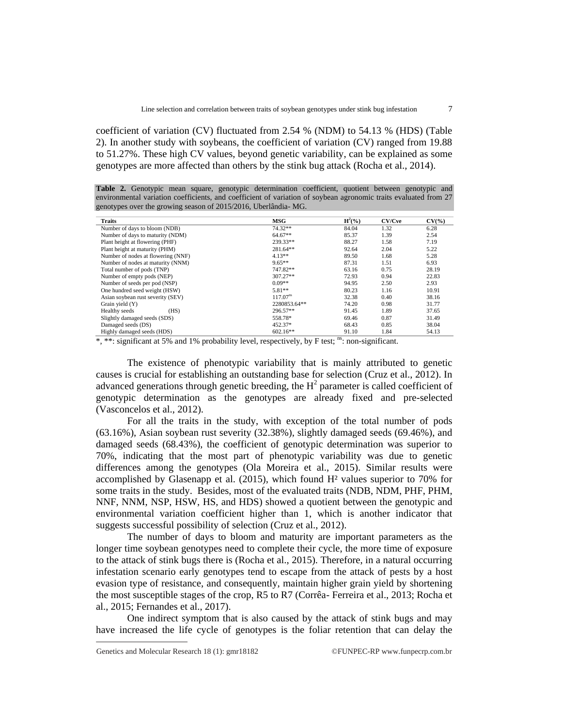coefficient of variation (CV) fluctuated from 2.54 % (NDM) to 54.13 % (HDS) (Table 2). In another study with soybeans, the coefficient of variation (CV) ranged from 19.88 to 51.27%. These high CV values, beyond genetic variability, can be explained as some genotypes are more affected than others by the stink bug attack (Rocha et al., 2014).

**Table 2.** Genotypic mean square, genotypic determination coefficient, quotient between genotypic and environmental variation coefficients, and coefficient of variation of soybean agronomic traits evaluated from 27 genotypes over the growing season of 2015/2016, Uberlândia- MG.

| Traits | MSG | $H^2$(%) | CV/Cve | CV(%) |
|---|---|---|---|---|
| Number of days to bloom (NDB) | 74.32** | 84.04 | 1.32 | 6.28 |
| Number of days to maturity (NDM) | 64.67** | 85.37 | 1.39 | 2.54 |
| Plant height at flowering (PHF) | 239.33** | 88.27 | 1.58 | 7.19 |
| Plant height at maturity (PHM) | 281.64** | 92.64 | 2.04 | 5.22 |
| Number of nodes at flowering (NNF) | 4.13** | 89.50 | 1.68 | 5.28 |
| Number of nodes at maturity (NNM) | 9.65** | 87.31 | 1.51 | 6.93 |
| Total number of pods (TNP) | 747.82** | 63.16 | 0.75 | 28.19 |
| Number of empty pods (NEP) | 307.27** | 72.93 | 0.94 | 22.83 |
| Number of seeds per pod (NSP) | 0.09** | 94.95 | 2.50 | 2.93 |
| One hundred seed weight (HSW) | 5.81** | 80.23 | 1.16 | 10.91 |
| Asian soybean rust severity (SEV) | 117.07$^{ns}$ | 32.38 | 0.40 | 38.16 |
| Grain yield (Y) | 2280853.64** | 74.20 | 0.98 | 31.77 |
| Healthy seeds (HS) | 296.57** | 91.45 | 1.89 | 37.65 |
| Slightly damaged seeds (SDS) | 558.78* | 69.46 | 0.87 | 31.49 |
| Damaged seeds (DS) | 452.37* | 68.43 | 0.85 | 38.04 |
| Highly damaged seeds (HDS) | 602.16** | 91.10 | 1.84 | 54.13 |

*, **: significant at 5% and 1% probability level, respectively, by F test; $^{ns}$: non-significant.

The existence of phenotypic variability that is mainly attributed to genetic causes is crucial for establishing an outstanding base for selection (Cruz et al., 2012). In advanced generations through genetic breeding, the $H^2$ parameter is called coefficient of genotypic determination as the genotypes are already fixed and pre-selected (Vasconcelos et al., 2012).

For all the traits in the study, with exception of the total number of pods (63.16%), Asian soybean rust severity (32.38%), slightly damaged seeds (69.46%), and damaged seeds (68.43%), the coefficient of genotypic determination was superior to 70%, indicating that the most part of phenotypic variability was due to genetic differences among the genotypes (Ola Moreira et al., 2015). Similar results were accomplished by Glasenapp et al. (2015), which found $H^2$ values superior to 70% for some traits in the study. Besides, most of the evaluated traits (NDB, NDM, PHF, PHM, NNF, NNM, NSP, HSW, HS, and HDS) showed a quotient between the genotypic and environmental variation coefficient higher than 1, which is another indicator that suggests successful possibility of selection (Cruz et al., 2012).

The number of days to bloom and maturity are important parameters as the longer time soybean genotypes need to complete their cycle, the more time of exposure to the attack of stink bugs there is (Rocha et al., 2015). Therefore, in a natural occurring infestation scenario early genotypes tend to escape from the attack of pests by a host evasion type of resistance, and consequently, maintain higher grain yield by shortening the most susceptible stages of the crop, R5 to R7 (Corrêa- Ferreira et al., 2013; Rocha et al., 2015; Fernandes et al., 2017).

One indirect symptom that is also caused by the attack of stink bugs and may have increased the life cycle of genotypes is the foliar retention that can delay the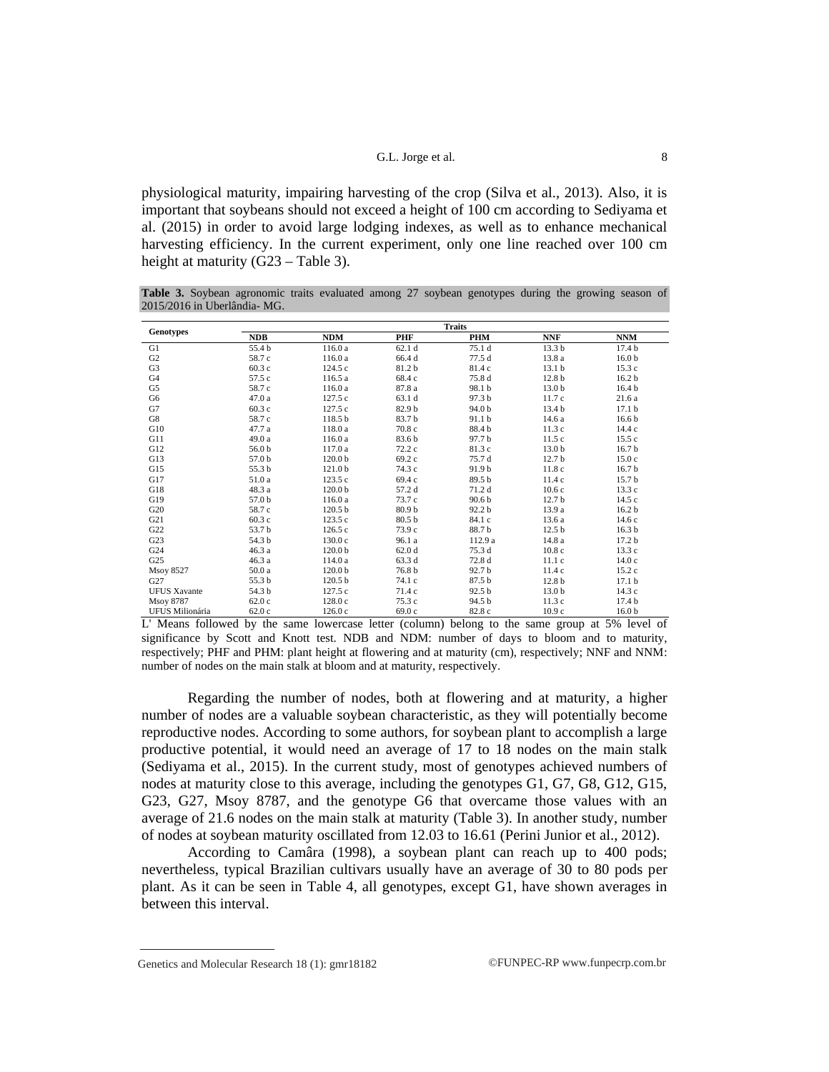physiological maturity, impairing harvesting of the crop (Silva et al., 2013). Also, it is important that soybeans should not exceed a height of 100 cm according to Sediyama et al. (2015) in order to avoid large lodging indexes, as well as to enhance mechanical harvesting efficiency. In the current experiment, only one line reached over 100 cm height at maturity (G23 – Table 3).

**Table 3.** Soybean agronomic traits evaluated among 27 soybean genotypes during the growing season of 2015/2016 in Uberlândia- MG.

| Genotypes | Traits | | | | | |
|---|---|---|---|---|---|---|
| | **NDB** | **NDM** | **PHF** | **PHM** | **NNF** | **NNM** |
| G1 | 55.4 b | 116.0 a | 62.1 d | 75.1 d | 13.3 b | 17.4 b |
| G2 | 58.7 c | 116.0 a | 66.4 d | 77.5 d | 13.8 a | 16.0 b |
| G3 | 60.3 c | 124.5 c | 81.2 b | 81.4 c | 13.1 b | 15.3 c |
| G4 | 57.5 c | 116.5 a | 68.4 c | 75.8 d | 12.8 b | 16.2 b |
| G5 | 58.7 c | 116.0 a | 87.8 a | 98.1 b | 13.0 b | 16.4 b |
| G6 | 47.0 a | 127.5 c | 63.1 d | 97.3 b | 11.7 c | 21.6 a |
| G7 | 60.3 c | 127.5 c | 82.9 b | 94.0 b | 13.4 b | 17.1 b |
| G8 | 58.7 c | 118.5 b | 83.7 b | 91.1 b | 14.6 a | 16.6 b |
| G10 | 47.7 a | 118.0 a | 70.8 c | 88.4 b | 11.3 c | 14.4 c |
| G11 | 49.0 a | 116.0 a | 83.6 b | 97.7 b | 11.5 c | 15.5 c |
| G12 | 56.0 b | 117.0 a | 72.2 c | 81.3 c | 13.0 b | 16.7 b |
| G13 | 57.0 b | 120.0 b | 69.2 c | 75.7 d | 12.7 b | 15.0 c |
| G15 | 55.3 b | 121.0 b | 74.3 c | 91.9 b | 11.8 c | 16.7 b |
| G17 | 51.0 a | 123.5 c | 69.4 c | 89.5 b | 11.4 c | 15.7 b |
| G18 | 48.3 a | 120.0 b | 57.2 d | 71.2 d | 10.6 c | 13.3 c |
| G19 | 57.0 b | 116.0 a | 73.7 c | 90.6 b | 12.7 b | 14.5 c |
| G20 | 58.7 c | 120.5 b | 80.9 b | 92.2 b | 13.9 a | 16.2 b |
| G21 | 60.3 c | 123.5 c | 80.5 b | 84.1 c | 13.6 a | 14.6 c |
| G22 | 53.7 b | 126.5 c | 73.9 c | 88.7 b | 12.5 b | 16.3 b |
| G23 | 54.3 b | 130.0 c | 96.1 a | 112.9 a | 14.8 a | 17.2 b |
| G24 | 46.3 a | 120.0 b | 62.0 d | 75.3 d | 10.8 c | 13.3 c |
| G25 | 46.3 a | 114.0 a | 63.3 d | 72.8 d | 11.1 c | 14.0 c |
| Msoy 8527 | 50.0 a | 120.0 b | 76.8 b | 92.7 b | 11.4 c | 15.2 c |
| G27 | 55.3 b | 120.5 b | 74.1 c | 87.5 b | 12.8 b | 17.1 b |
| UFUS Xavante | 54.3 b | 127.5 c | 71.4 c | 92.5 b | 13.0 b | 14.3 c |
| Msoy 8787 | 62.0 c | 128.0 c | 75.3 c | 94.5 b | 11.3 c | 17.4 b |
| UFUS Milionária | 62.0 c | 126.0 c | 69.0 c | 82.8 c | 10.9 c | 16.0 b |

L' Means followed by the same lowercase letter (column) belong to the same group at 5% level of significance by Scott and Knott test. NDB and NDM: number of days to bloom and to maturity, respectively; PHF and PHM: plant height at flowering and at maturity (cm), respectively; NNF and NNM: number of nodes on the main stalk at bloom and at maturity, respectively.

Regarding the number of nodes, both at flowering and at maturity, a higher number of nodes are a valuable soybean characteristic, as they will potentially become reproductive nodes. According to some authors, for soybean plant to accomplish a large productive potential, it would need an average of 17 to 18 nodes on the main stalk (Sediyama et al., 2015). In the current study, most of genotypes achieved numbers of nodes at maturity close to this average, including the genotypes G1, G7, G8, G12, G15, G23, G27, Msoy 8787, and the genotype G6 that overcame those values with an average of 21.6 nodes on the main stalk at maturity (Table 3). In another study, number of nodes at soybean maturity oscillated from 12.03 to 16.61 (Perini Junior et al., 2012).

According to Camâra (1998), a soybean plant can reach up to 400 pods; nevertheless, typical Brazilian cultivars usually have an average of 30 to 80 pods per plant. As it can be seen in Table 4, all genotypes, except G1, have shown averages in between this interval.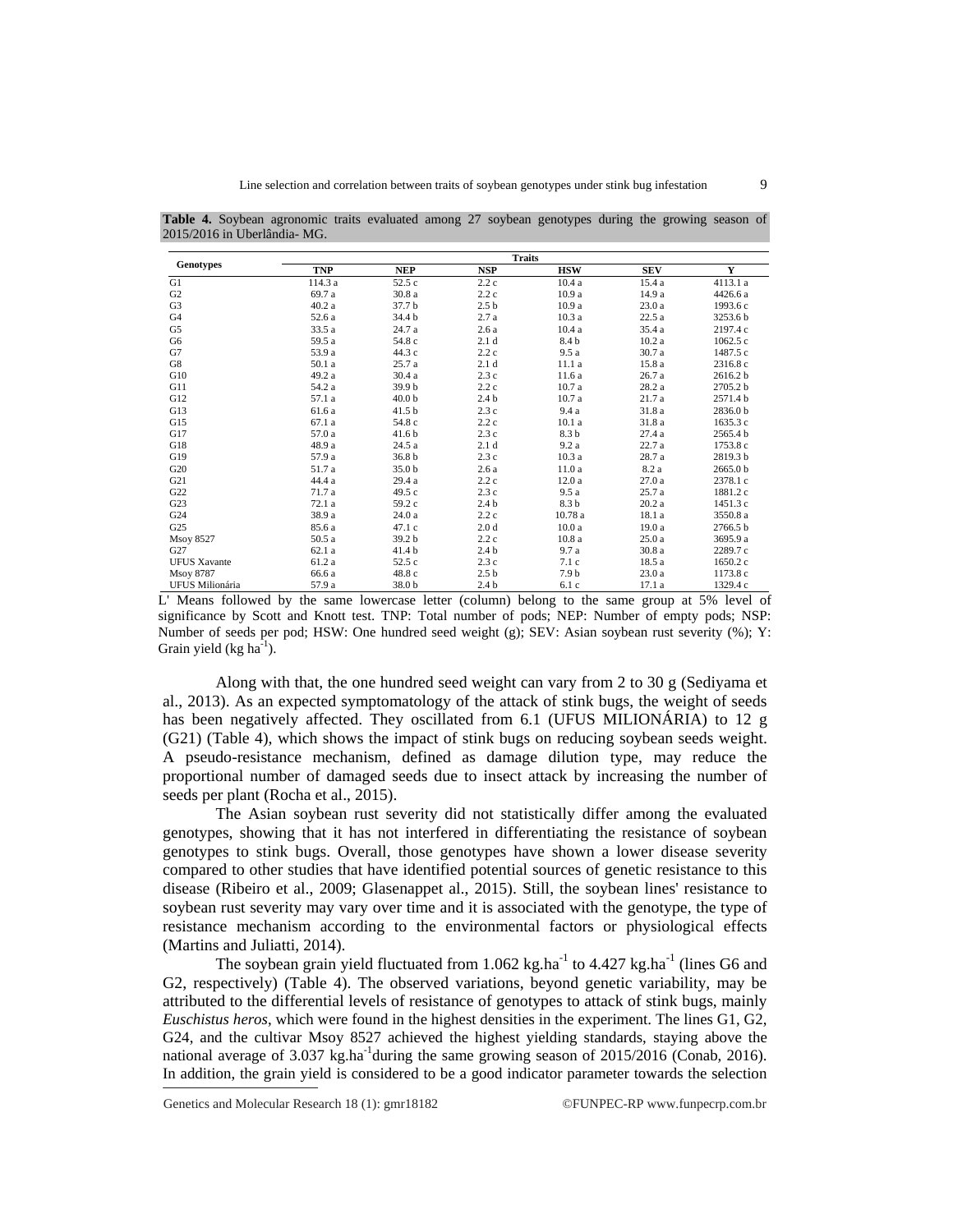**Table 4.** Soybean agronomic traits evaluated among 27 soybean genotypes during the growing season of 2015/2016 in Uberlândia- MG.

| Genotypes | Traits | | | | | |
|---|---|---|---|---|---|---|
| | TNP | NEP | NSP | HSW | SEV | Y |
| G1 | 114.3 a | 52.5 c | 2.2 c | 10.4 a | 15.4 a | 4113.1 a |
| G2 | 69.7 a | 30.8 a | 2.2 c | 10.9 a | 14.9 a | 4426.6 a |
| G3 | 40.2 a | 37.7 b | 2.5 b | 10.9 a | 23.0 a | 1993.6 c |
| G4 | 52.6 a | 34.4 b | 2.7 a | 10.3 a | 22.5 a | 3253.6 b |
| G5 | 33.5 a | 24.7 a | 2.6 a | 10.4 a | 35.4 a | 2197.4 c |
| G6 | 59.5 a | 54.8 c | 2.1 d | 8.4 b | 10.2 a | 1062.5 c |
| G7 | 53.9 a | 44.3 c | 2.2 c | 9.5 a | 30.7 a | 1487.5 c |
| G8 | 50.1 a | 25.7 a | 2.1 d | 11.1 a | 15.8 a | 2316.8 c |
| G10 | 49.2 a | 30.4 a | 2.3 c | 11.6 a | 26.7 a | 2616.2 b |
| G11 | 54.2 a | 39.9 b | 2.2 c | 10.7 a | 28.2 a | 2705.2 b |
| G12 | 57.1 a | 40.0 b | 2.4 b | 10.7 a | 21.7 a | 2571.4 b |
| G13 | 61.6 a | 41.5 b | 2.3 c | 9.4 a | 31.8 a | 2836.0 b |
| G15 | 67.1 a | 54.8 c | 2.2 c | 10.1 a | 31.8 a | 1635.3 c |
| G17 | 57.0 a | 41.6 b | 2.3 c | 8.3 b | 27.4 a | 2565.4 b |
| G18 | 48.9 a | 24.5 a | 2.1 d | 9.2 a | 22.7 a | 1753.8 c |
| G19 | 57.9 a | 36.8 b | 2.3 c | 10.3 a | 28.7 a | 2819.3 b |
| G20 | 51.7 a | 35.0 b | 2.6 a | 11.0 a | 8.2 a | 2665.0 b |
| G21 | 44.4 a | 29.4 a | 2.2 c | 12.0 a | 27.0 a | 2378.1 c |
| G22 | 71.7 a | 49.5 c | 2.3 c | 9.5 a | 25.7 a | 1881.2 c |
| G23 | 72.1 a | 59.2 c | 2.4 b | 8.3 b | 20.2 a | 1451.3 c |
| G24 | 38.9 a | 24.0 a | 2.2 c | 10.78 a | 18.1 a | 3550.8 a |
| G25 | 85.6 a | 47.1 c | 2.0 d | 10.0 a | 19.0 a | 2766.5 b |
| Msoy 8527 | 50.5 a | 39.2 b | 2.2 c | 10.8 a | 25.0 a | 3695.9 a |
| G27 | 62.1 a | 41.4 b | 2.4 b | 9.7 a | 30.8 a | 2289.7 c |
| UFUS Xavante | 61.2 a | 52.5 c | 2.3 c | 7.1 c | 18.5 a | 1650.2 c |
| Msoy 8787 | 66.6 a | 48.8 c | 2.5 b | 7.9 b | 23.0 a | 1173.8 c |
| UFUS Milionária | 57.9 a | 38.0 b | 2.4 b | 6.1 c | 17.1 a | 1329.4 c |

L' Means followed by the same lowercase letter (column) belong to the same group at 5% level of significance by Scott and Knott test. TNP: Total number of pods; NEP: Number of empty pods; NSP: Number of seeds per pod; HSW: One hundred seed weight (g); SEV: Asian soybean rust severity (%); Y: Grain yield (kg ha$^{-1}$).

Along with that, the one hundred seed weight can vary from 2 to 30 g (Sediyama et al., 2013). As an expected symptomatology of the attack of stink bugs, the weight of seeds has been negatively affected. They oscillated from 6.1 (UFUS MILIONÁRIA) to 12 g (G21) (Table 4), which shows the impact of stink bugs on reducing soybean seeds weight. A pseudo-resistance mechanism, defined as damage dilution type, may reduce the proportional number of damaged seeds due to insect attack by increasing the number of seeds per plant (Rocha et al., 2015).

The Asian soybean rust severity did not statistically differ among the evaluated genotypes, showing that it has not interfered in differentiating the resistance of soybean genotypes to stink bugs. Overall, those genotypes have shown a lower disease severity compared to other studies that have identified potential sources of genetic resistance to this disease (Ribeiro et al., 2009; Glasenappet al., 2015). Still, the soybean lines' resistance to soybean rust severity may vary over time and it is associated with the genotype, the type of resistance mechanism according to the environmental factors or physiological effects (Martins and Juliatti, 2014).

The soybean grain yield fluctuated from 1.062 kg.ha$^{-1}$ to 4.427 kg.ha$^{-1}$ (lines G6 and G2, respectively) (Table 4). The observed variations, beyond genetic variability, may be attributed to the differential levels of resistance of genotypes to attack of stink bugs, mainly *Euschistus heros*, which were found in the highest densities in the experiment. The lines G1, G2, G24, and the cultivar Msoy 8527 achieved the highest yielding standards, staying above the national average of 3.037 kg.ha$^{-1}$during the same growing season of 2015/2016 (Conab, 2016). In addition, the grain yield is considered to be a good indicator parameter towards the selection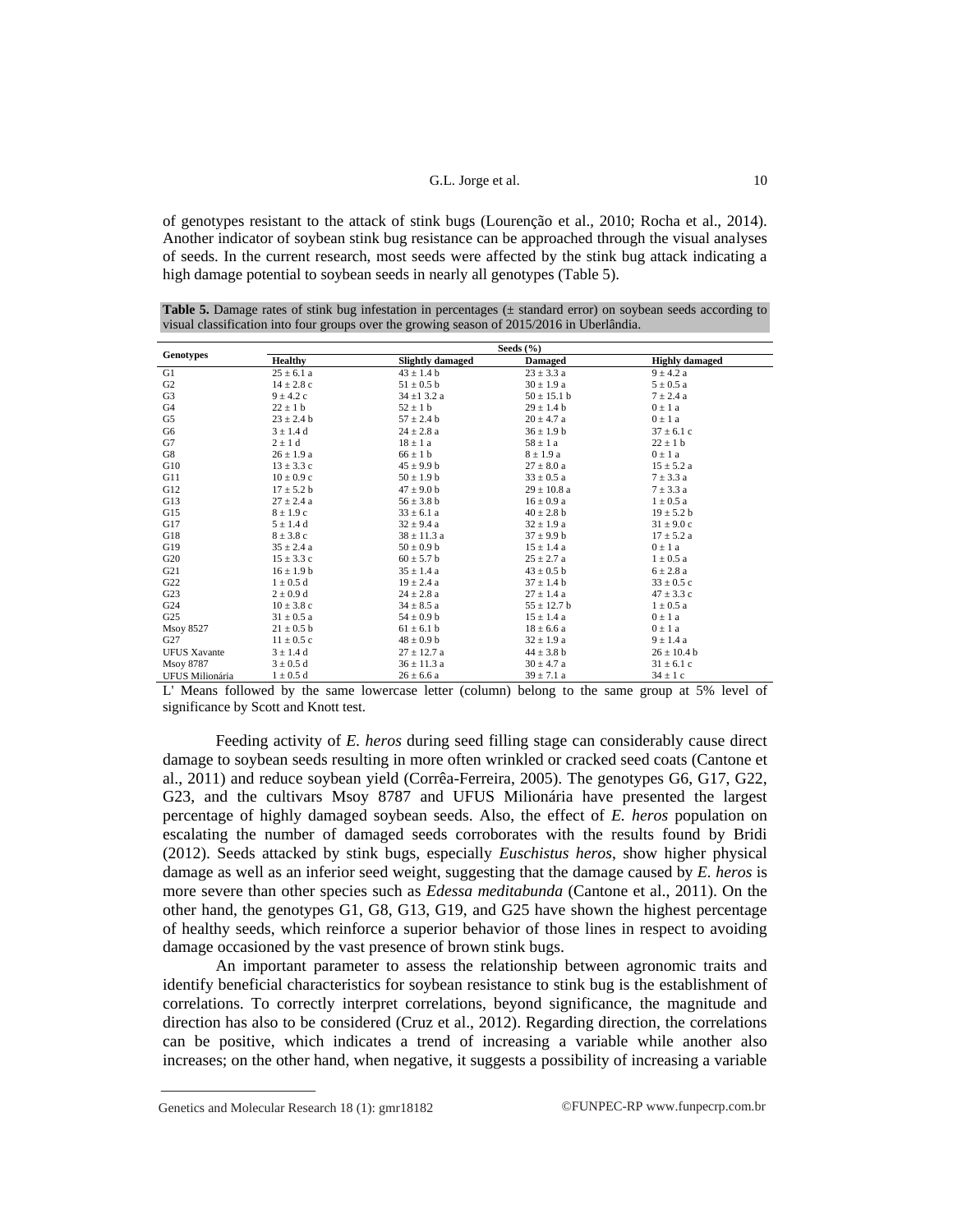of genotypes resistant to the attack of stink bugs (Lourenção et al., 2010; Rocha et al., 2014). Another indicator of soybean stink bug resistance can be approached through the visual analyses of seeds. In the current research, most seeds were affected by the stink bug attack indicating a high damage potential to soybean seeds in nearly all genotypes (Table 5).

**Table 5.** Damage rates of stink bug infestation in percentages (± standard error) on soybean seeds according to visual classification into four groups over the growing season of 2015/2016 in Uberlândia.

| Genotypes | Seeds (%) | | | |
|---|---|---|---|---|
| | Healthy | Slightly damaged | Damaged | Highly damaged |
| G1 | 25 ± 6.1 a | 43 ± 1.4 b | 23 ± 3.3 a | 9 ± 4.2 a |
| G2 | 14 ± 2.8 c | 51 ± 0.5 b | 30 ± 1.9 a | 5 ± 0.5 a |
| G3 | 9 ± 4.2 c | 34 ±1 3.2 a | 50 ± 15.1 b | 7 ± 2.4 a |
| G4 | 22 ± 1 b | 52 ± 1 b | 29 ± 1.4 b | 0 ± 1 a |
| G5 | 23 ± 2.4 b | 57 ± 2.4 b | 20 ± 4.7 a | 0 ± 1 a |
| G6 | 3 ± 1.4 d | 24 ± 2.8 a | 36 ± 1.9 b | 37 ± 6.1 c |
| G7 | 2 ± 1 d | 18 ± 1 a | 58 ± 1 a | 22 ± 1 b |
| G8 | 26 ± 1.9 a | 66 ± 1 b | 8 ± 1.9 a | 0 ± 1 a |
| G10 | 13 ± 3.3 c | 45 ± 9.9 b | 27 ± 8.0 a | 15 ± 5.2 a |
| G11 | 10 ± 0.9 c | 50 ± 1.9 b | 33 ± 0.5 a | 7 ± 3.3 a |
| G12 | 17 ± 5.2 b | 47 ± 9.0 b | 29 ± 10.8 a | 7 ± 3.3 a |
| G13 | 27 ± 2.4 a | 56 ± 3.8 b | 16 ± 0.9 a | 1 ± 0.5 a |
| G15 | 8 ± 1.9 c | 33 ± 6.1 a | 40 ± 2.8 b | 19 ± 5.2 b |
| G17 | 5 ± 1.4 d | 32 ± 9.4 a | 32 ± 1.9 a | 31 ± 9.0 c |
| G18 | 8 ± 3.8 c | 38 ± 11.3 a | 37 ± 9.9 b | 17 ± 5.2 a |
| G19 | 35 ± 2.4 a | 50 ± 0.9 b | 15 ± 1.4 a | 0 ± 1 a |
| G20 | 15 ± 3.3 c | 60 ± 5.7 b | 25 ± 2.7 a | 1 ± 0.5 a |
| G21 | 16 ± 1.9 b | 35 ± 1.4 a | 43 ± 0.5 b | 6 ± 2.8 a |
| G22 | 1 ± 0.5 d | 19 ± 2.4 a | 37 ± 1.4 b | 33 ± 0.5 c |
| G23 | 2 ± 0.9 d | 24 ± 2.8 a | 27 ± 1.4 a | 47 ± 3.3 c |
| G24 | 10 ± 3.8 c | 34 ± 8.5 a | 55 ± 12.7 b | 1 ± 0.5 a |
| G25 | 31 ± 0.5 a | 54 ± 0.9 b | 15 ± 1.4 a | 0 ± 1 a |
| Msoy 8527 | 21 ± 0.5 b | 61 ± 6.1 b | 18 ± 6.6 a | 0 ± 1 a |
| G27 | 11 ± 0.5 c | 48 ± 0.9 b | 32 ± 1.9 a | 9 ± 1.4 a |
| UFUS Xavante | 3 ± 1.4 d | 27 ± 12.7 a | 44 ± 3.8 b | 26 ± 10.4 b |
| Msoy 8787 | 3 ± 0.5 d | 36 ± 11.3 a | 30 ± 4.7 a | 31 ± 6.1 c |
| UFUS Milionária | 1 ± 0.5 d | 26 ± 6.6 a | 39 ± 7.1 a | 34 ± 1 c |

L' Means followed by the same lowercase letter (column) belong to the same group at 5% level of significance by Scott and Knott test.

Feeding activity of *E. heros* during seed filling stage can considerably cause direct damage to soybean seeds resulting in more often wrinkled or cracked seed coats (Cantone et al., 2011) and reduce soybean yield (Corrêa-Ferreira, 2005). The genotypes G6, G17, G22, G23, and the cultivars Msoy 8787 and UFUS Milionária have presented the largest percentage of highly damaged soybean seeds. Also, the effect of *E. heros* population on escalating the number of damaged seeds corroborates with the results found by Bridi (2012). Seeds attacked by stink bugs, especially *Euschistus heros*, show higher physical damage as well as an inferior seed weight, suggesting that the damage caused by *E. heros* is more severe than other species such as *Edessa meditabunda* (Cantone et al., 2011). On the other hand, the genotypes G1, G8, G13, G19, and G25 have shown the highest percentage of healthy seeds, which reinforce a superior behavior of those lines in respect to avoiding damage occasioned by the vast presence of brown stink bugs.

An important parameter to assess the relationship between agronomic traits and identify beneficial characteristics for soybean resistance to stink bug is the establishment of correlations. To correctly interpret correlations, beyond significance, the magnitude and direction has also to be considered (Cruz et al., 2012). Regarding direction, the correlations can be positive, which indicates a trend of increasing a variable while another also increases; on the other hand, when negative, it suggests a possibility of increasing a variable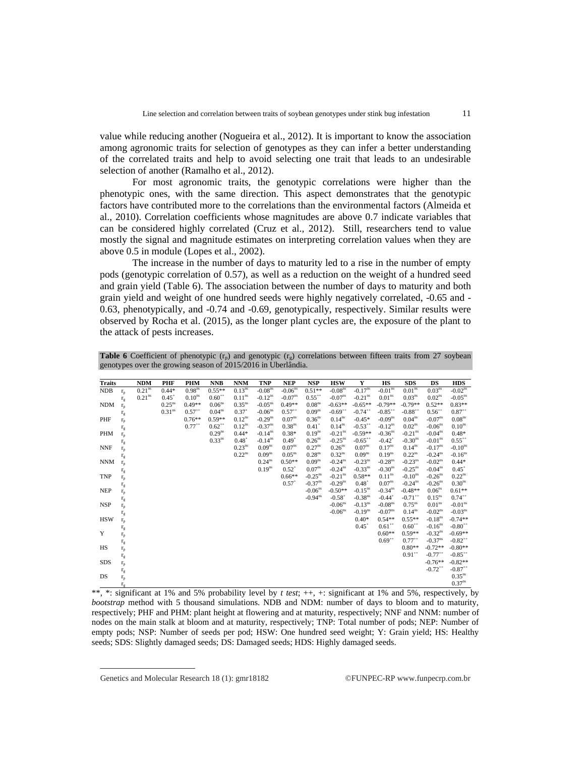value while reducing another (Nogueira et al., 2012). It is important to know the association among agronomic traits for selection of genotypes as they can infer a better understanding of the correlated traits and help to avoid selecting one trait that leads to an undesirable selection of another (Ramalho et al., 2012).

For most agronomic traits, the genotypic correlations were higher than the phenotypic ones, with the same direction. This aspect demonstrates that the genotypic factors have contributed more to the correlations than the environmental factors (Almeida et al., 2010). Correlation coefficients whose magnitudes are above 0.7 indicate variables that can be considered highly correlated (Cruz et al., 2012). Still, researchers tend to value mostly the signal and magnitude estimates on interpreting correlation values when they are above 0.5 in module (Lopes et al., 2002).

The increase in the number of days to maturity led to a rise in the number of empty pods (genotypic correlation of 0.57), as well as a reduction on the weight of a hundred seed and grain yield (Table 6). The association between the number of days to maturity and both grain yield and weight of one hundred seeds were highly negatively correlated, -0.65 and -0.63, phenotypically, and -0.74 and -0.69, genotypically, respectively. Similar results were observed by Rocha et al. (2015), as the longer plant cycles are, the exposure of the plant to the attack of pests increases.

**Table 6** Coefficient of phenotypic ($r_p$) and genotypic ($r_g$) correlations between fifteen traits from 27 soybean genotypes over the growing season of 2015/2016 in Uberlândia.

| Traits | | NDM | PHF | PHM | NNB | NNM | TNP | NEP | NSP | HSW | Y | HS | SDS | DS | HDS |
|---|---|---|---|---|---|---|---|---|---|---|---|---|---|---|---|
| NDB | $r_p$ | 0.21$^{ns}$ | 0.44* | 0.98$^{ns}$ | 0.55** | 0.13$^{ns}$ | -0.08$^{ns}$ | -0.06$^{ns}$ | 0.51** | -0.08$^{ns}$ | -0.17$^{ns}$ | -0.01$^{ns}$ | 0.01$^{ns}$ | 0.03$^{ns}$ | -0.02$^{ns}$ |
| | $r_g$ | 0.21$^{ns}$ | 0.45$^{+}$ | 0.10$^{ns}$ | 0.60$^{++}$ | 0.11$^{ns}$ | -0.12$^{ns}$ | -0.07$^{ns}$ | 0.55$^{++}$ | -0.07$^{ns}$ | -0.21$^{ns}$ | 0.01$^{ns}$ | 0.03$^{ns}$ | 0.02$^{ns}$ | -0.05$^{ns}$ |
| NDM | $r_p$ | | 0.25$^{ns}$ | 0.49** | 0.06$^{ns}$ | 0.35$^{ns}$ | -0.05$^{ns}$ | 0.49** | 0.08$^{ns}$ | -0.63** | -0.65** | -0.79** | -0.79** | 0.52** | 0.83** |
| | $r_g$ | | 0.31$^{ns}$ | 0.57$^{++}$ | 0.04$^{ns}$ | 0.37$^{+}$ | -0.06$^{ns}$ | 0.57$^{++}$ | 0.09$^{ns}$ | -0.69$^{++}$ | -0.74$^{++}$ | -0.85$^{++}$ | -0.88$^{++}$ | 0.56$^{++}$ | 0.87$^{++}$ |
| PHF | $r_p$ | | | 0.76** | 0.59** | 0.12$^{ns}$ | -0.29$^{ns}$ | 0.07$^{ns}$ | 0.36$^{ns}$ | 0.14$^{ns}$ | -0.45* | -0.09$^{ns}$ | 0.04$^{ns}$ | -0.07$^{ns}$ | 0.08$^{ns}$ |
| | $r_g$ | | | 0.77$^{++}$ | 0.62$^{++}$ | 0.12$^{ns}$ | -0.37$^{ns}$ | 0.38$^{ns}$ | 0.41$^{+}$ | 0.14$^{ns}$ | -0.53$^{++}$ | -0.12$^{ns}$ | 0.02$^{ns}$ | -0.06$^{ns}$ | 0.10$^{ns}$ |
| PHM | $r_p$ | | | | 0.29$^{ns}$ | 0.44* | -0.14$^{ns}$ | 0.38* | 0.19$^{ns}$ | -0.21$^{ns}$ | -0.59** | -0.36$^{ns}$ | -0.21$^{ns}$ | -0.04$^{ns}$ | 0.48* |
| | $r_g$ | | | | 0.33$^{ns}$ | 0.48$^{+}$ | -0.14$^{ns}$ | 0.49$^{+}$ | 0.26$^{ns}$ | -0.25$^{ns}$ | -0.65$^{++}$ | -0.42$^{+}$ | -0.30$^{ns}$ | -0.01$^{ns}$ | 0.55$^{++}$ |
| NNF | $r_p$ | | | | | 0.23$^{ns}$ | 0.09$^{ns}$ | 0.07$^{ns}$ | 0.27$^{ns}$ | 0.26$^{ns}$ | 0.07$^{ns}$ | 0.17$^{ns}$ | 0.14$^{ns}$ | -0.17$^{ns}$ | -0.10$^{ns}$ |
| | $r_g$ | | | | | 0.22$^{ns}$ | 0.09$^{ns}$ | 0.05$^{ns}$ | 0.28$^{ns}$ | 0.32$^{ns}$ | 0.09$^{ns}$ | 0.19$^{ns}$ | 0.22$^{ns}$ | -0.24$^{ns}$ | -0.16$^{ns}$ |
| NNM | $r_p$ | | | | | | 0.24$^{ns}$ | 0.50** | 0.09$^{ns}$ | -0.24$^{ns}$ | -0.23$^{ns}$ | -0.28$^{ns}$ | -0.23$^{ns}$ | -0.02$^{ns}$ | 0.44* |
| | $r_g$ | | | | | | 0.19$^{ns}$ | 0.52$^{+}$ | 0.07$^{ns}$ | -0.24$^{ns}$ | -0.33$^{ns}$ | -0.30$^{ns}$ | -0.25$^{ns}$ | -0.04$^{ns}$ | 0.45$^{+}$ |
| TNP | $r_p$ | | | | | | | 0.66** | -0.25$^{ns}$ | -0.21$^{ns}$ | 0.58** | 0.11$^{ns}$ | -0.10$^{ns}$ | -0.26$^{ns}$ | 0.22$^{ns}$ |
| | $r_g$ | | | | | | | 0.57$^{+}$ | -0.37$^{ns}$ | -0.29$^{ns}$ | 0.48$^{+}$ | 0.07$^{ns}$ | -0.24$^{ns}$ | -0.26$^{ns}$ | 0.30$^{ns}$ |
| NEP | $r_p$ | | | | | | | | -0.06$^{ns}$ | -0.50** | -0.15$^{ns}$ | -0.34$^{ns}$ | -0.48** | 0.06$^{ns}$ | 0.61** |
| | $r_g$ | | | | | | | | -0.94$^{ns}$ | -0.58$^{+}$ | -0.38$^{ns}$ | -0.44$^{+}$ | -0.71$^{++}$ | 0.15$^{ns}$ | 0.74$^{++}$ |
| NSP | $r_p$ | | | | | | | | | -0.06$^{ns}$ | -0.13$^{ns}$ | -0.08$^{ns}$ | 0.75$^{ns}$ | 0.01$^{ns}$ | -0.01$^{ns}$ |
| | $r_g$ | | | | | | | | | -0.06$^{ns}$ | -0.19$^{ns}$ | -0.07$^{ns}$ | 0.14$^{ns}$ | -0.02$^{ns}$ | -0.03$^{ns}$ |
| HSW | $r_p$ | | | | | | | | | | 0.40* | 0.54** | 0.55** | -0.18$^{ns}$ | -0.74** |
| | $r_g$ | | | | | | | | | | 0.45$^{+}$ | 0.61$^{++}$ | 0.60$^{++}$ | -0.16$^{ns}$ | -0.80$^{++}$ |
| Y | $r_p$ | | | | | | | | | | | 0.60** | 0.59** | -0.32$^{ns}$ | -0.69** |
| | $r_g$ | | | | | | | | | | | 0.69$^{++}$ | 0.77$^{++}$ | -0.37$^{ns}$ | -0.82$^{++}$ |
| HS | $r_p$ | | | | | | | | | | | | 0.80** | -0.72** | -0.80** |
| | $r_g$ | | | | | | | | | | | | 0.91$^{++}$ | -0.77$^{++}$ | -0.85$^{++}$ |
| SDS | $r_p$ | | | | | | | | | | | | | -0.76** | -0.82** |
| | $r_g$ | | | | | | | | | | | | | -0.72$^{++}$ | -0.87$^{++}$ |
| DS | $r_p$ | | | | | | | | | | | | | | 0.35$^{ns}$ |
| | $r_g$ | | | | | | | | | | | | | | 0.37$^{ns}$ |

**, *: significant at 1% and 5% probability level by *t test*; ++, +: significant at 1% and 5%, respectively, by *bootstrap* method with 5 thousand simulations. NDB and NDM: number of days to bloom and to maturity, respectively; PHF and PHM: plant height at flowering and at maturity, respectively; NNF and NNM: number of nodes on the main stalk at bloom and at maturity, respectively; TNP: Total number of pods; NEP: Number of empty pods; NSP: Number of seeds per pod; HSW: One hundred seed weight; Y: Grain yield; HS: Healthy seeds; SDS: Slightly damaged seeds; DS: Damaged seeds; HDS: Highly damaged seeds.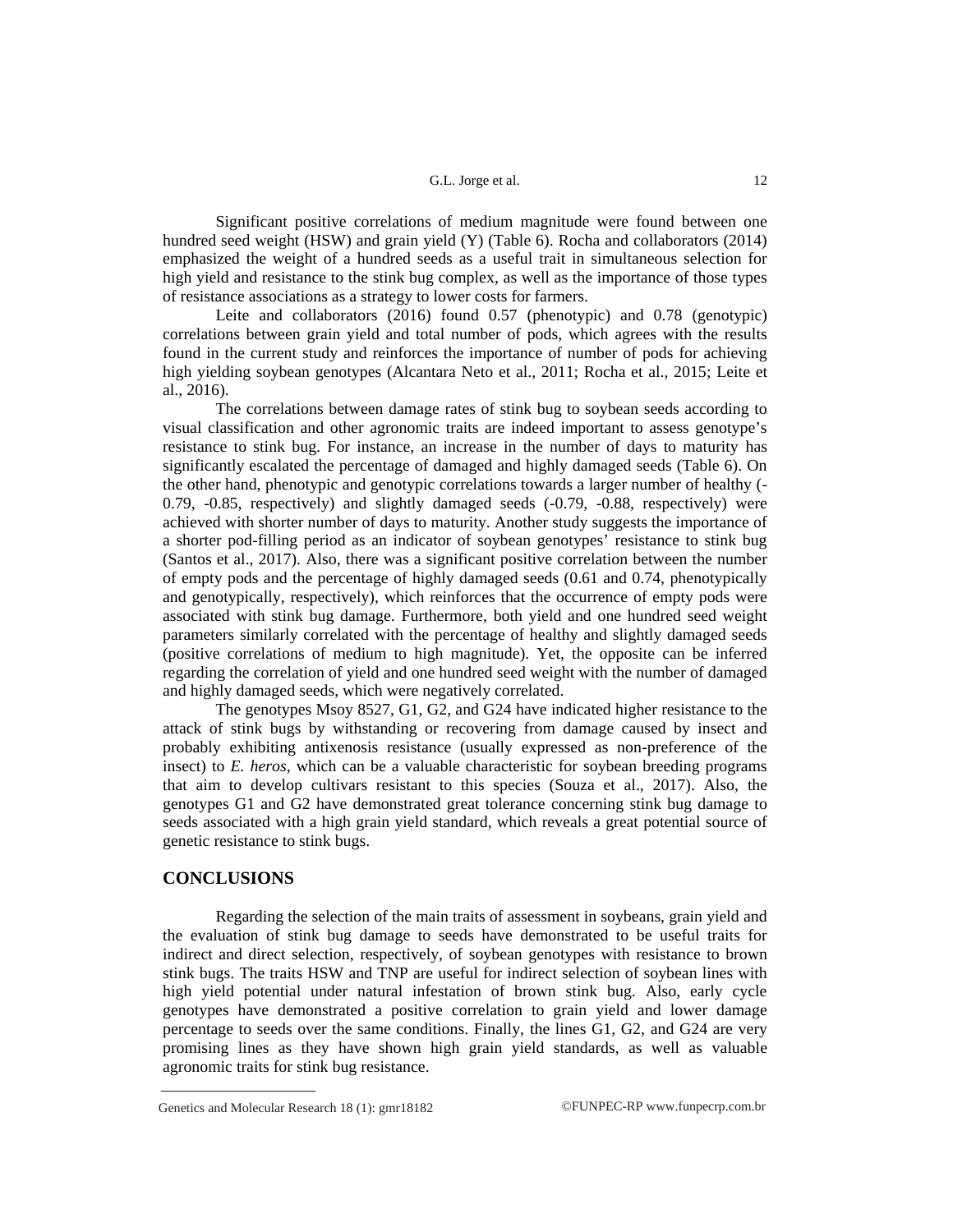Significant positive correlations of medium magnitude were found between one hundred seed weight (HSW) and grain yield (Y) (Table 6). Rocha and collaborators (2014) emphasized the weight of a hundred seeds as a useful trait in simultaneous selection for high yield and resistance to the stink bug complex, as well as the importance of those types of resistance associations as a strategy to lower costs for farmers.

Leite and collaborators (2016) found 0.57 (phenotypic) and 0.78 (genotypic) correlations between grain yield and total number of pods, which agrees with the results found in the current study and reinforces the importance of number of pods for achieving high yielding soybean genotypes (Alcantara Neto et al., 2011; Rocha et al., 2015; Leite et al., 2016).

The correlations between damage rates of stink bug to soybean seeds according to visual classification and other agronomic traits are indeed important to assess genotype's resistance to stink bug. For instance, an increase in the number of days to maturity has significantly escalated the percentage of damaged and highly damaged seeds (Table 6). On the other hand, phenotypic and genotypic correlations towards a larger number of healthy (-0.79, -0.85, respectively) and slightly damaged seeds (-0.79, -0.88, respectively) were achieved with shorter number of days to maturity. Another study suggests the importance of a shorter pod-filling period as an indicator of soybean genotypes' resistance to stink bug (Santos et al., 2017). Also, there was a significant positive correlation between the number of empty pods and the percentage of highly damaged seeds (0.61 and 0.74, phenotypically and genotypically, respectively), which reinforces that the occurrence of empty pods were associated with stink bug damage. Furthermore, both yield and one hundred seed weight parameters similarly correlated with the percentage of healthy and slightly damaged seeds (positive correlations of medium to high magnitude). Yet, the opposite can be inferred regarding the correlation of yield and one hundred seed weight with the number of damaged and highly damaged seeds, which were negatively correlated.

The genotypes Msoy 8527, G1, G2, and G24 have indicated higher resistance to the attack of stink bugs by withstanding or recovering from damage caused by insect and probably exhibiting antixenosis resistance (usually expressed as non-preference of the insect) to *E. heros*, which can be a valuable characteristic for soybean breeding programs that aim to develop cultivars resistant to this species (Souza et al., 2017). Also, the genotypes G1 and G2 have demonstrated great tolerance concerning stink bug damage to seeds associated with a high grain yield standard, which reveals a great potential source of genetic resistance to stink bugs.

## CONCLUSIONS

Regarding the selection of the main traits of assessment in soybeans, grain yield and the evaluation of stink bug damage to seeds have demonstrated to be useful traits for indirect and direct selection, respectively, of soybean genotypes with resistance to brown stink bugs. The traits HSW and TNP are useful for indirect selection of soybean lines with high yield potential under natural infestation of brown stink bug. Also, early cycle genotypes have demonstrated a positive correlation to grain yield and lower damage percentage to seeds over the same conditions. Finally, the lines G1, G2, and G24 are very promising lines as they have shown high grain yield standards, as well as valuable agronomic traits for stink bug resistance.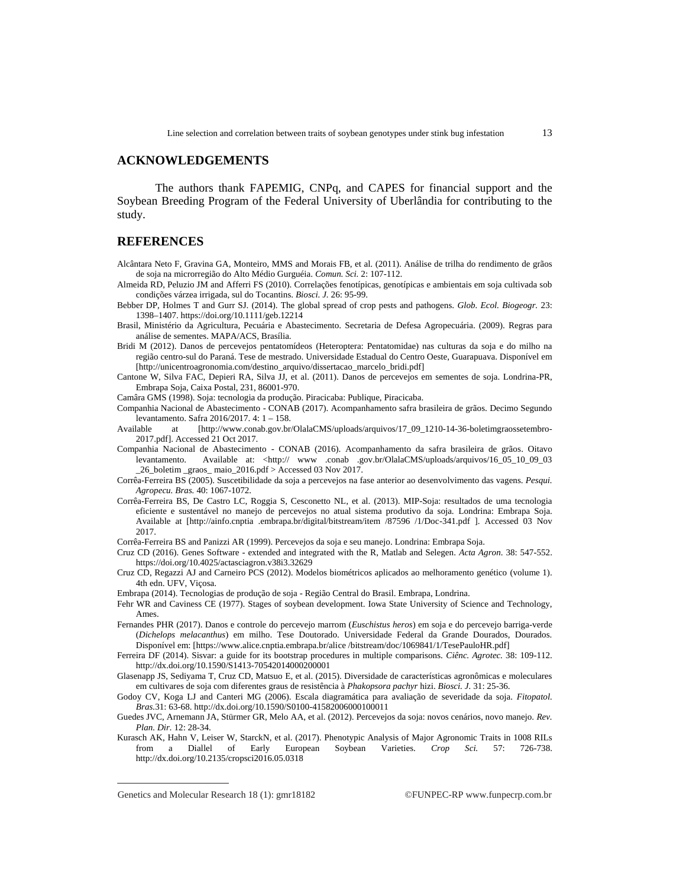## ACKNOWLEDGEMENTS

The authors thank FAPEMIG, CNPq, and CAPES for financial support and the Soybean Breeding Program of the Federal University of Uberlândia for contributing to the study.

## REFERENCES

Alcântara Neto F, Gravina GA, Monteiro, MMS and Morais FB, et al. (2011). Análise de trilha do rendimento de grãos de soja na microrregião do Alto Médio Gurguéia. *Comun. Sci.* 2: 107-112.

Almeida RD, Peluzio JM and Afferri FS (2010). Correlações fenotípicas, genotípicas e ambientais em soja cultivada sob condições várzea irrigada, sul do Tocantins. *Biosci. J.* 26: 95-99.

Bebber DP, Holmes T and Gurr SJ. (2014). The global spread of crop pests and pathogens. *Glob. Ecol. Biogeogr.* 23: 1398–1407. https://doi.org/10.1111/geb.12214

Brasil, Ministério da Agricultura, Pecuária e Abastecimento. Secretaria de Defesa Agropecuária. (2009). Regras para análise de sementes. MAPA/ACS, Brasília.

Bridi M (2012). Danos de percevejos pentatomídeos (Heteroptera: Pentatomidae) nas culturas da soja e do milho na região centro-sul do Paraná. Tese de mestrado. Universidade Estadual do Centro Oeste, Guarapuava. Disponível em [http://unicentroagronomia.com/destino_arquivo/dissertacao_marcelo_bridi.pdf]

Cantone W, Silva FAC, Depieri RA, Silva JJ, et al. (2011). Danos de percevejos em sementes de soja. Londrina-PR, Embrapa Soja, Caixa Postal, 231, 86001-970.

Camâra GMS (1998). Soja: tecnologia da produção. Piracicaba: Publique, Piracicaba.

Companhia Nacional de Abastecimento - CONAB (2017). Acompanhamento safra brasileira de grãos. Decimo Segundo levantamento. Safra 2016/2017. 4: 1 – 158.

Available at [http://www.conab.gov.br/OlalaCMS/uploads/arquivos/17_09_1210-14-36-boletimgraossetembro-2017.pdf]. Accessed 21 Oct 2017.

Companhia Nacional de Abastecimento - CONAB (2016). Acompanhamento da safra brasileira de grãos. Oitavo levantamento. Available at: <http:// www .conab .gov.br/OlalaCMS/uploads/arquivos/16_05_10_09_03 _26_boletim _graos_ maio_2016.pdf > Accessed 03 Nov 2017.

Corrêa-Ferreira BS (2005). Suscetibilidade da soja a percevejos na fase anterior ao desenvolvimento das vagens. *Pesqui. Agropecu. Bras.* 40: 1067-1072.

Corrêa-Ferreira BS, De Castro LC, Roggia S, Cesconetto NL, et al. (2013). MIP-Soja: resultados de uma tecnologia eficiente e sustentável no manejo de percevejos no atual sistema produtivo da soja. Londrina: Embrapa Soja. Available at [http://ainfo.cnptia .embrapa.br/digital/bitstream/item /87596 /1/Doc-341.pdf ]. Accessed 03 Nov 2017.

Corrêa-Ferreira BS and Panizzi AR (1999). Percevejos da soja e seu manejo. Londrina: Embrapa Soja.

Cruz CD (2016). Genes Software - extended and integrated with the R, Matlab and Selegen. *Acta Agron.* 38: 547-552. https://doi.org/10.4025/actasciagron.v38i3.32629

Cruz CD, Regazzi AJ and Carneiro PCS (2012). Modelos biométricos aplicados ao melhoramento genético (volume 1). 4th edn. UFV, Viçosa.

Embrapa (2014). Tecnologias de produção de soja - Região Central do Brasil. Embrapa, Londrina.

Fehr WR and Caviness CE (1977). Stages of soybean development. Iowa State University of Science and Technology, Ames.

Fernandes PHR (2017). Danos e controle do percevejo marrom (*Euschistus heros*) em soja e do percevejo barriga-verde (*Dichelops melacanthus*) em milho. Tese Doutorado. Universidade Federal da Grande Dourados, Dourados. Disponível em: [https://www.alice.cnptia.embrapa.br/alice /bitstream/doc/1069841/1/TesePauloHR.pdf]

Ferreira DF (2014). Sisvar: a guide for its bootstrap procedures in multiple comparisons. *Ciênc. Agrotec.* 38: 109-112. http://dx.doi.org/10.1590/S1413-70542014000200001

Glasenapp JS, Sediyama T, Cruz CD, Matsuo E, et al. (2015). Diversidade de características agronômicas e moleculares em cultivares de soja com diferentes graus de resistência à *Phakopsora pachyr* hizi. *Biosci. J.* 31: 25-36.

Godoy CV, Koga LJ and Canteri MG (2006). Escala diagramática para avaliação de severidade da soja. *Fitopatol. Bras.*31: 63-68. http://dx.doi.org/10.1590/S0100-41582006000100011

Guedes JVC, Arnemann JA, Stürmer GR, Melo AA, et al. (2012). Percevejos da soja: novos cenários, novo manejo. *Rev. Plan. Dir.* 12: 28-34.

Kurasch AK, Hahn V, Leiser W, StarckN, et al. (2017). Phenotypic Analysis of Major Agronomic Traits in 1008 RILs from a Diallel of Early European Soybean Varieties. *Crop Sci.* 57: 726-738. http://dx.doi.org/10.2135/cropsci2016.05.0318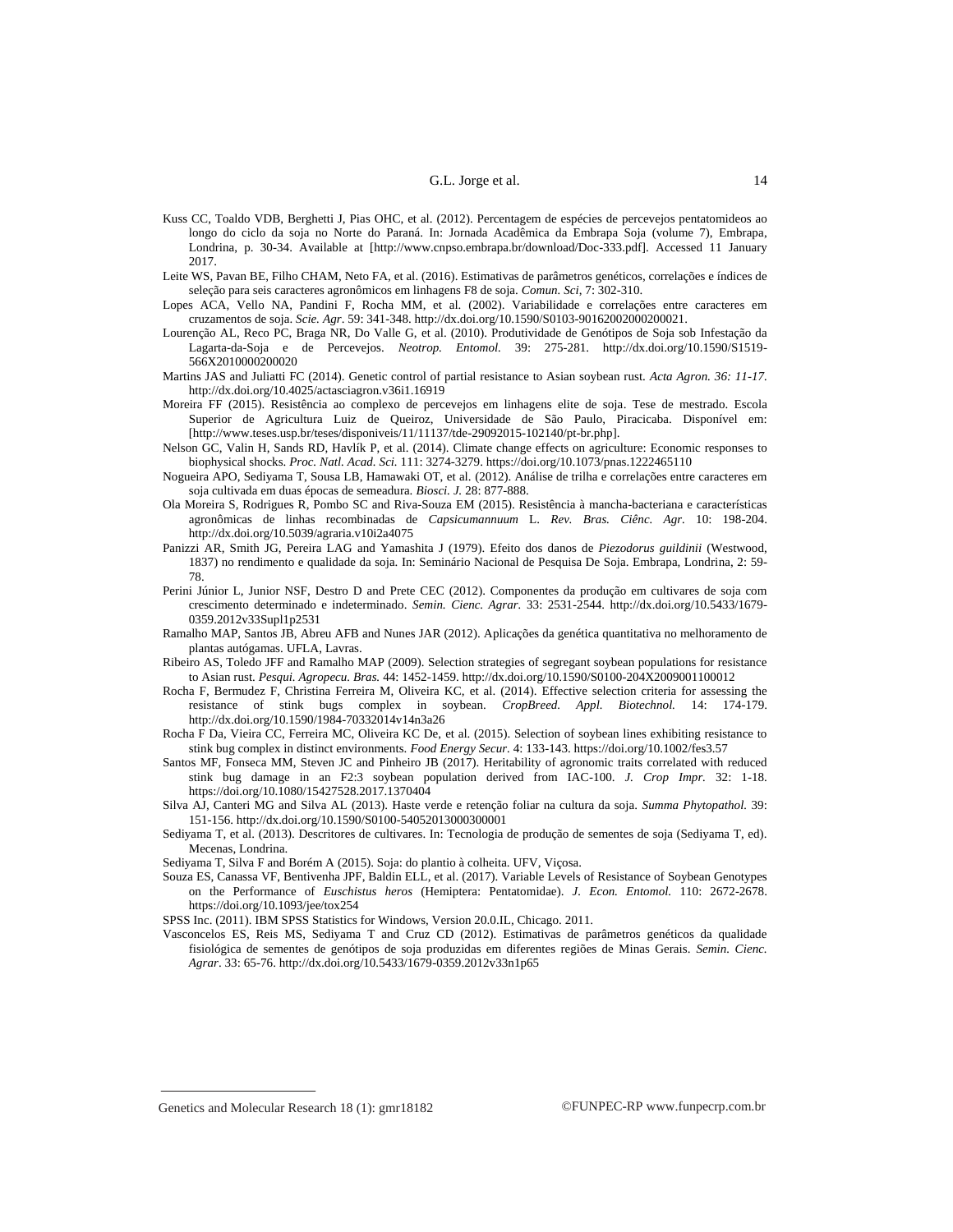Kuss CC, Toaldo VDB, Berghetti J, Pias OHC, et al. (2012). Percentagem de espécies de percevejos pentatomideos ao longo do ciclo da soja no Norte do Paraná. In: Jornada Acadêmica da Embrapa Soja (volume 7), Embrapa, Londrina, p. 30-34. Available at [http://www.cnpso.embrapa.br/download/Doc-333.pdf]. Accessed 11 January 2017.

Leite WS, Pavan BE, Filho CHAM, Neto FA, et al. (2016). Estimativas de parâmetros genéticos, correlações e índices de seleção para seis caracteres agronômicos em linhagens F8 de soja. *Comun. Sci*, 7: 302-310.

Lopes ACA, Vello NA, Pandini F, Rocha MM, et al. (2002). Variabilidade e correlações entre caracteres em cruzamentos de soja. *Scie. Agr*. 59: 341-348. http://dx.doi.org/10.1590/S0103-90162002000200021.

Lourenção AL, Reco PC, Braga NR, Do Valle G, et al. (2010). Produtividade de Genótipos de Soja sob Infestação da Lagarta-da-Soja e de Percevejos. *Neotrop. Entomol.* 39: 275-281. http://dx.doi.org/10.1590/S1519-566X2010000200020

Martins JAS and Juliatti FC (2014). Genetic control of partial resistance to Asian soybean rust. *Acta Agron. 36: 11-17*. http://dx.doi.org/10.4025/actasciagron.v36i1.16919

Moreira FF (2015). Resistência ao complexo de percevejos em linhagens elite de soja. Tese de mestrado. Escola Superior de Agricultura Luiz de Queiroz, Universidade de São Paulo, Piracicaba. Disponível em: [http://www.teses.usp.br/teses/disponiveis/11/11137/tde-29092015-102140/pt-br.php].

Nelson GC, Valin H, Sands RD, Havlík P, et al. (2014). Climate change effects on agriculture: Economic responses to biophysical shocks. *Proc. Natl. Acad. Sci.* 111: 3274-3279. https://doi.org/10.1073/pnas.1222465110

Nogueira APO, Sediyama T, Sousa LB, Hamawaki OT, et al. (2012). Análise de trilha e correlações entre caracteres em soja cultivada em duas épocas de semeadura. *Biosci. J.* 28: 877-888.

Ola Moreira S, Rodrigues R, Pombo SC and Riva-Souza EM (2015). Resistência à mancha-bacteriana e características agronômicas de linhas recombinadas de *Capsicumannuum* L. *Rev. Bras. Ciênc. Agr*. 10: 198-204. http://dx.doi.org/10.5039/agraria.v10i2a4075

Panizzi AR, Smith JG, Pereira LAG and Yamashita J (1979). Efeito dos danos de *Piezodorus guildinii* (Westwood, 1837) no rendimento e qualidade da soja. In: Seminário Nacional de Pesquisa De Soja. Embrapa, Londrina, 2: 59-78.

Perini Júnior L, Junior NSF, Destro D and Prete CEC (2012). Componentes da produção em cultivares de soja com crescimento determinado e indeterminado. *Semin. Cienc. Agrar.* 33: 2531-2544. http://dx.doi.org/10.5433/1679-0359.2012v33Supl1p2531

Ramalho MAP, Santos JB, Abreu AFB and Nunes JAR (2012). Aplicações da genética quantitativa no melhoramento de plantas autógamas. UFLA, Lavras.

Ribeiro AS, Toledo JFF and Ramalho MAP (2009). Selection strategies of segregant soybean populations for resistance to Asian rust. *Pesqui. Agropecu. Bras.* 44: 1452-1459. http://dx.doi.org/10.1590/S0100-204X2009001100012

Rocha F, Bermudez F, Christina Ferreira M, Oliveira KC, et al. (2014). Effective selection criteria for assessing the resistance of stink bugs complex in soybean. *CropBreed. Appl. Biotechnol.* 14: 174-179. http://dx.doi.org/10.1590/1984-70332014v14n3a26

Rocha F Da, Vieira CC, Ferreira MC, Oliveira KC De, et al. (2015). Selection of soybean lines exhibiting resistance to stink bug complex in distinct environments. *Food Energy Secur.* 4: 133-143. https://doi.org/10.1002/fes3.57

Santos MF, Fonseca MM, Steven JC and Pinheiro JB (2017). Heritability of agronomic traits correlated with reduced stink bug damage in an F2:3 soybean population derived from IAC-100. *J. Crop Impr.* 32: 1-18. https://doi.org/10.1080/15427528.2017.1370404

Silva AJ, Canteri MG and Silva AL (2013). Haste verde e retenção foliar na cultura da soja. *Summa Phytopathol.* 39: 151-156. http://dx.doi.org/10.1590/S0100-54052013000300001

Sediyama T, et al. (2013). Descritores de cultivares. In: Tecnologia de produção de sementes de soja (Sediyama T, ed). Mecenas, Londrina.

Sediyama T, Silva F and Borém A (2015). Soja: do plantio à colheita. UFV, Viçosa.

Souza ES, Canassa VF, Bentivenha JPF, Baldin ELL, et al. (2017). Variable Levels of Resistance of Soybean Genotypes on the Performance of *Euschistus heros* (Hemiptera: Pentatomidae). *J. Econ. Entomol.* 110: 2672-2678. https://doi.org/10.1093/jee/tox254

SPSS Inc. (2011). IBM SPSS Statistics for Windows, Version 20.0.IL, Chicago. 2011.

Vasconcelos ES, Reis MS, Sediyama T and Cruz CD (2012). Estimativas de parâmetros genéticos da qualidade fisiológica de sementes de genótipos de soja produzidas em diferentes regiões de Minas Gerais. *Semin. Cienc. Agrar*. 33: 65-76. http://dx.doi.org/10.5433/1679-0359.2012v33n1p65